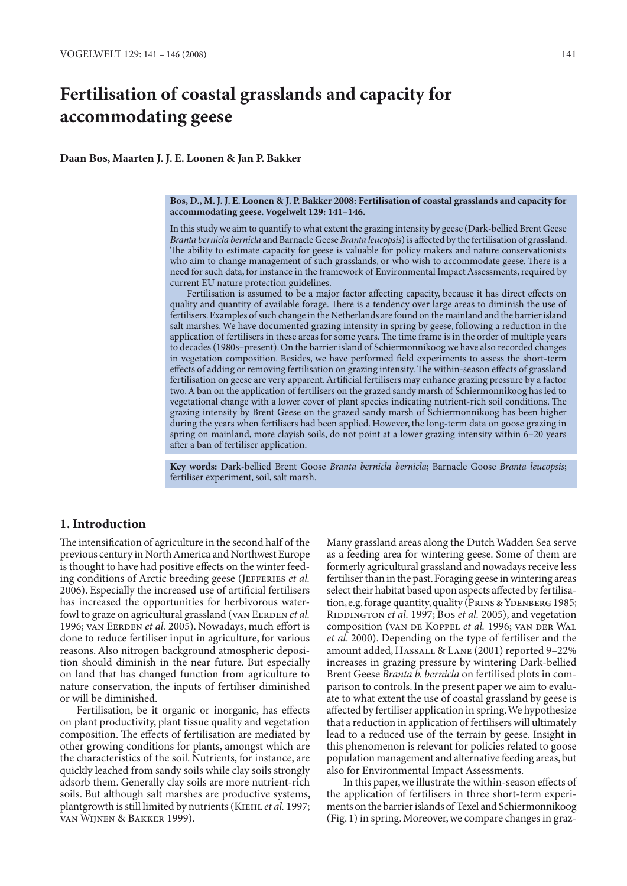# Fertilisation of coastal grasslands and capacity for accommodating geese

**Daan Bos, Maarten J. J. E. Loonen & Jan P. Bakker**

**Bos, D., M. J. J. E. Loonen & J. P. Bakker 2008: Fertilisation of coastal grasslands and capacity for accommodating geese. Vogelwelt 129: 141–146.**

In this study we aim to quantify to what extent the grazing intensity by geese (Dark-bellied Brent Geese *Branta bernicla bernicla* and Barnacle Geese *Branta leucopsis*) is affected by the fertilisation of grassland. The ability to estimate capacity for geese is valuable for policy makers and nature conservationists who aim to change management of such grasslands, or who wish to accommodate geese. There is a need for such data, for instance in the framework of Environmental Impact Assessments, required by current EU nature protection guidelines.

Fertilisation is assumed to be a major factor affecting capacity, because it has direct effects on quality and quantity of available forage. There is a tendency over large areas to diminish the use of fertilisers. Examples of such change in the Netherlands are found on the mainland and the barrier island salt marshes. We have documented grazing intensity in spring by geese, following a reduction in the application of fertilisers in these areas for some years. The time frame is in the order of multiple years to decades (1980s–present). On the barrier island of Schiermonnikoog we have also recorded changes in vegetation composition. Besides, we have performed field experiments to assess the short-term effects of adding or removing fertilisation on grazing intensity. The within-season effects of grassland fertilisation on geese are very apparent. Artificial fertilisers may enhance grazing pressure by a factor two. A ban on the application of fertilisers on the grazed sandy marsh of Schiermonnikoog has led to vegetational change with a lower cover of plant species indicating nutrient-rich soil conditions. The grazing intensity by Brent Geese on the grazed sandy marsh of Schiermonnikoog has been higher during the years when fertilisers had been applied. However, the long-term data on goose grazing in spring on mainland, more clayish soils, do not point at a lower grazing intensity within 6–20 years after a ban of fertiliser application.

**Key words:** Dark-bellied Brent Goose *Branta bernicla bernicla*; Barnacle Goose *Branta leucopsis*; fertiliser experiment, soil, salt marsh.

## 1. Introduction

The intensification of agriculture in the second half of the previous century in North America and Northwest Europe is thought to have had positive effects on the winter feeding conditions of Arctic breeding geese (Jefferies *et al.* 2006). Especially the increased use of artificial fertilisers has increased the opportunities for herbivorous waterfowl to graze on agricultural grassland (van Eerden *et al.* 1996; van Eerden *et al.* 2005). Nowadays, much effort is done to reduce fertiliser input in agriculture, for various reasons. Also nitrogen background atmospheric deposition should diminish in the near future. But especially on land that has changed function from agriculture to nature conservation, the inputs of fertiliser diminished or will be diminished.

Fertilisation, be it organic or inorganic, has effects on plant productivity, plant tissue quality and vegetation composition. The effects of fertilisation are mediated by other growing conditions for plants, amongst which are the characteristics of the soil. Nutrients, for instance, are quickly leached from sandy soils while clay soils strongly adsorb them. Generally clay soils are more nutrient-rich soils. But although salt marshes are productive systems, plantgrowth is still limited by nutrients (Kiehl *et al.* 1997; van Wijnen & Bakker 1999).

Many grassland areas along the Dutch Wadden Sea serve as a feeding area for wintering geese. Some of them are formerly agricultural grassland and nowadays receive less fertiliser than in the past. Foraging geese in wintering areas select their habitat based upon aspects affected by fertilisation, e.g. forage quantity, quality (Prins & Ydenberg 1985; Riddington *et al.* 1997; Bos *et al.* 2005), and vegetation composition (van de Koppel *et al.* 1996; van der Wal *et al.* 2000). Depending on the type of fertiliser and the amount added, Hassall & Lane (2001) reported 9–22% increases in grazing pressure by wintering Dark-bellied Brent Geese *Branta b. bernicla* on fertilised plots in comparison to controls. In the present paper we aim to evaluate to what extent the use of coastal grassland by geese is affected by fertiliser application in spring. We hypothesize that a reduction in application of fertilisers will ultimately lead to a reduced use of the terrain by geese. Insight in this phenomenon is relevant for policies related to goose population management and alternative feeding areas, but also for Environmental Impact Assessments.

In this paper, we illustrate the within-season effects of the application of fertilisers in three short-term experiments on the barrier islands of Texel and Schiermonnikoog (Fig. 1) in spring. Moreover, we compare changes in graz-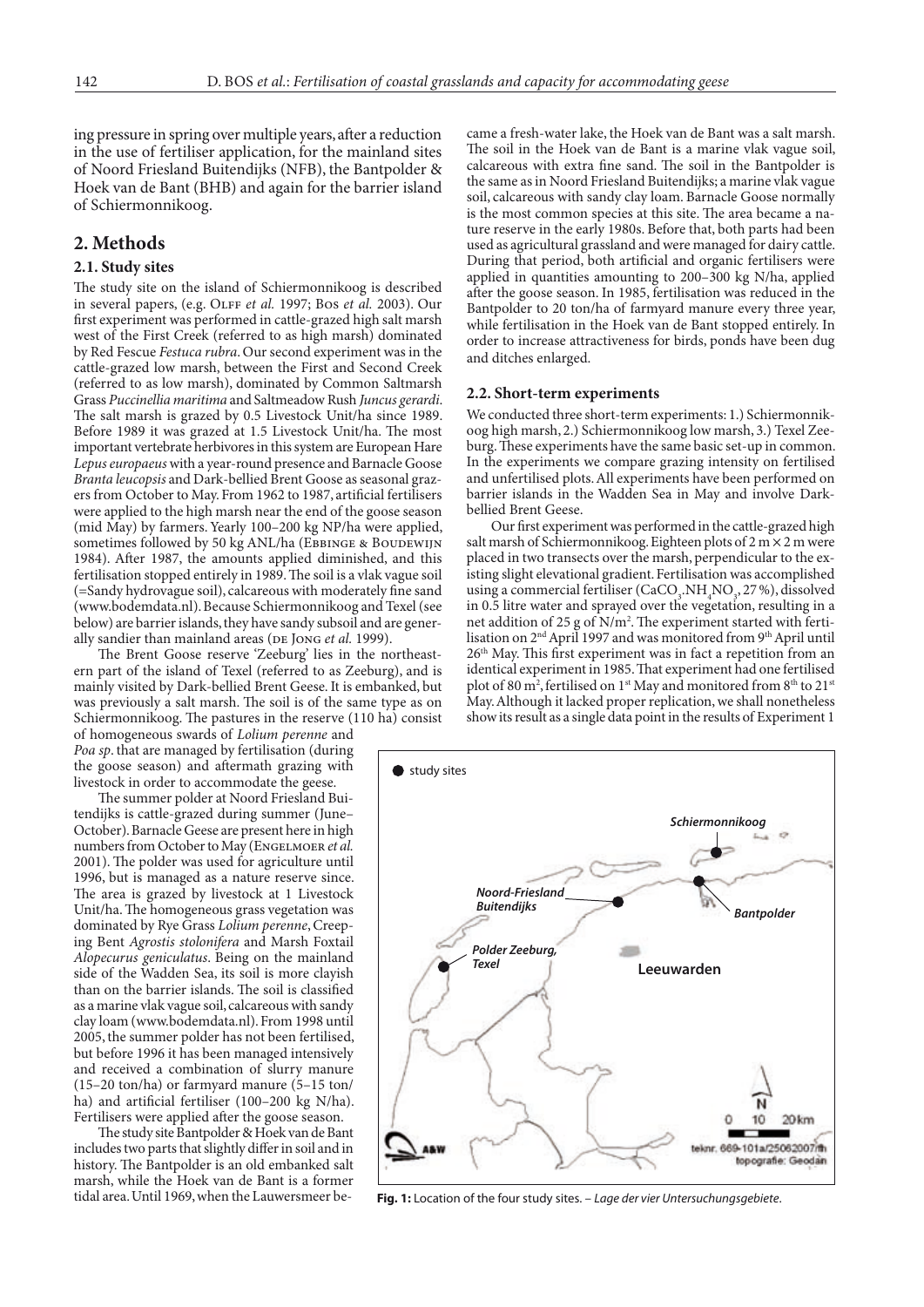ing pressure in spring over multiple years, after a reduction in the use of fertiliser application, for the mainland sites of Noord Friesland Buitendijks (NFB), the Bantpolder & Hoek van de Bant (BHB) and again for the barrier island of Schiermonnikoog.

## 2. Methods

### 2.1. Study sites

The study site on the island of Schiermonnikoog is described in several papers, (e.g. Olff *et al.* 1997; Bos *et al.* 2003). Our first experiment was performed in cattle-grazed high salt marsh west of the First Creek (referred to as high marsh) dominated by Red Fescue *Festuca rubra*. Our second experiment was in the cattle-grazed low marsh, between the First and Second Creek (referred to as low marsh), dominated by Common Saltmarsh Grass *Puccinellia maritima* and Saltmeadow Rush *Juncus gerardi*. The salt marsh is grazed by 0.5 Livestock Unit/ha since 1989. Before 1989 it was grazed at 1.5 Livestock Unit/ha. The most important vertebrate herbivores in this system are European Hare *Lepus europaeus* with a year-round presence and Barnacle Goose *Branta leucopsis* and Dark-bellied Brent Goose as seasonal grazers from October to May. From 1962 to 1987, artificial fertilisers were applied to the high marsh near the end of the goose season (mid May) by farmers. Yearly 100–200 kg NP/ha were applied, sometimes followed by 50 kg ANL/ha (Ebbinge & Boudewijn 1984). After 1987, the amounts applied diminished, and this fertilisation stopped entirely in 1989. The soil is a vlak vague soil (=Sandy hydrovague soil), calcareous with moderately fine sand (www.bodemdata.nl). Because Schiermonnikoog and Texel (see below) are barrier islands, they have sandy subsoil and are generally sandier than mainland areas (de Jong *et al.* 1999).

The Brent Goose reserve 'Zeeburg' lies in the northeastern part of the island of Texel (referred to as Zeeburg), and is mainly visited by Dark-bellied Brent Geese. It is embanked, but was previously a salt marsh. The soil is of the same type as on Schiermonnikoog. The pastures in the reserve (110 ha) consist of homogeneous swards of *Lolium perenne* and *Poa sp*. that are managed by fertilisation (during the goose season) and aftermath grazing with livestock in order to accommodate the geese.

The summer polder at Noord Friesland Buitendijks is cattle-grazed during summer (June–October). Barnacle Geese are present here in high numbers from October to May (Engelmoer *et al.* 2001). The polder was used for agriculture until 1996, but is managed as a nature reserve since. The area is grazed by livestock at 1 Livestock Unit/ha. The homogeneous grass vegetation was dominated by Rye Grass *Lolium perenne*, Creeping Bent *Agrostis stolonifera* and Marsh Foxtail *Alopecurus geniculatus*. Being on the mainland side of the Wadden Sea, its soil is more clayish than on the barrier islands. The soil is classified as a marine vlak vague soil, calcareous with sandy clay loam (www.bodemdata.nl). From 1998 until 2005, the summer polder has not been fertilised, but before 1996 it has been managed intensively and received a combination of slurry manure (15–20 ton/ha) or farmyard manure (5–15 ton/ha) and artificial fertiliser (100–200 kg N/ha). Fertilisers were applied after the goose season.

The study site Bantpolder & Hoek van de Bant includes two parts that slightly differ in soil and in history. The Bantpolder is an old embanked salt marsh, while the Hoek van de Bant is a former tidal area. Until 1969, when the Lauwersmeer became a fresh-water lake, the Hoek van de Bant was a salt marsh. The soil in the Hoek van de Bant is a marine vlak vague soil, calcareous with extra fine sand. The soil in the Bantpolder is the same as in Noord Friesland Buitendijks; a marine vlak vague soil, calcareous with sandy clay loam. Barnacle Goose normally is the most common species at this site. The area became a nature reserve in the early 1980s. Before that, both parts had been used as agricultural grassland and were managed for dairy cattle. During that period, both artificial and organic fertilisers were applied in quantities amounting to 200–300 kg N/ha, applied after the goose season. In 1985, fertilisation was reduced in the Bantpolder to 20 ton/ha of farmyard manure every three year, while fertilisation in the Hoek van de Bant stopped entirely. In order to increase attractiveness for birds, ponds have been dug and ditches enlarged.

### 2.2. Short-term experiments

We conducted three short-term experiments: 1.) Schiermonnikoog high marsh, 2.) Schiermonnikoog low marsh, 3.) Texel Zeeburg. These experiments have the same basic set-up in common. In the experiments we compare grazing intensity on fertilised and unfertilised plots. All experiments have been performed on barrier islands in the Wadden Sea in May and involve Dark-bellied Brent Geese.

Our first experiment was performed in the cattle-grazed high salt marsh of Schiermonnikoog. Eighteen plots of 2 m × 2 m were placed in two transects over the marsh, perpendicular to the existing slight elevational gradient. Fertilisation was accomplished using a commercial fertiliser ($CaCO_3.NH_4NO_3$, 27 %), dissolved in 0.5 litre water and sprayed over the vegetation, resulting in a net addition of 25 g of $N/m^2$. The experiment started with fertilisation on 2nd April 1997 and was monitored from 9th April until 26th May. This first experiment was in fact a repetition from an identical experiment in 1985. That experiment had one fertilised plot of 80 $m^2$, fertilised on 1st May and monitored from 8th to 21st May. Although it lacked proper replication, we shall nonetheless show its result as a single data point in the results of Experiment 1

**Fig. 1:** Location of the four study sites. – *Lage der vier Untersuchungsgebiete*.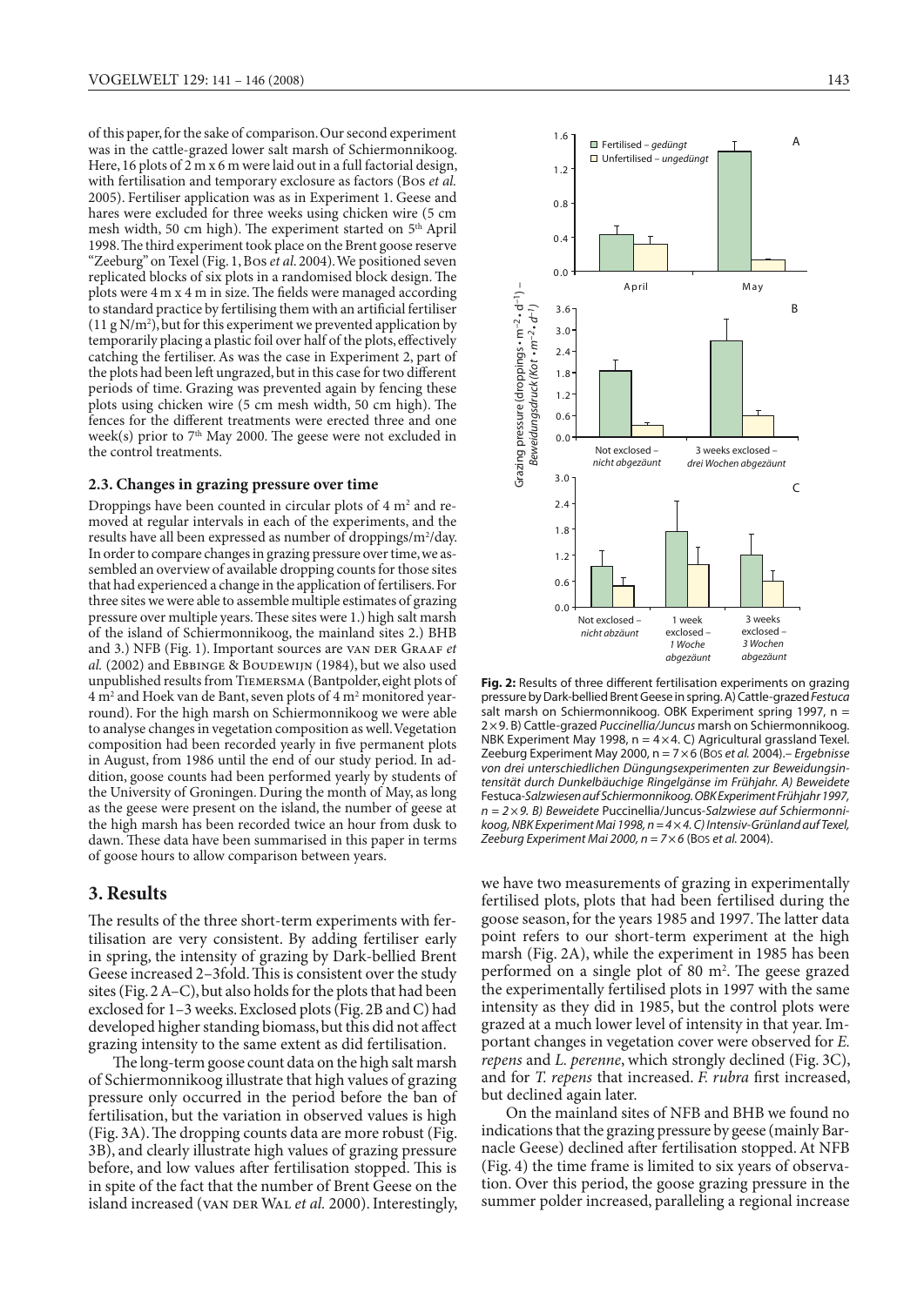of this paper, for the sake of comparison. Our second experiment was in the cattle-grazed lower salt marsh of Schiermonnikoog. Here, 16 plots of 2 m x 6 m were laid out in a full factorial design, with fertilisation and temporary exclosure as factors (Bos *et al.* 2005). Fertiliser application was as in Experiment 1. Geese and hares were excluded for three weeks using chicken wire (5 cm mesh width, 50 cm high). The experiment started on 5th April 1998. The third experiment took place on the Brent goose reserve "Zeeburg" on Texel (Fig. 1, Bos *et al.* 2004). We positioned seven replicated blocks of six plots in a randomised block design. The plots were 4 m x 4 m in size. The fields were managed according to standard practice by fertilising them with an artificial fertiliser (11 g N/m²), but for this experiment we prevented application by temporarily placing a plastic foil over half of the plots, effectively catching the fertiliser. As was the case in Experiment 2, part of the plots had been left ungrazed, but in this case for two different periods of time. Grazing was prevented again by fencing these plots using chicken wire (5 cm mesh width, 50 cm high). The fences for the different treatments were erected three and one week(s) prior to 7th May 2000. The geese were not excluded in the control treatments.

### 2.3. Changes in grazing pressure over time

Droppings have been counted in circular plots of 4 m² and removed at regular intervals in each of the experiments, and the results have all been expressed as number of droppings/m²/day. In order to compare changes in grazing pressure over time, we assembled an overview of available dropping counts for those sites that had experienced a change in the application of fertilisers. For three sites we were able to assemble multiple estimates of grazing pressure over multiple years. These sites were 1.) high salt marsh of the island of Schiermonnikoog, the mainland sites 2.) BHB and 3.) NFB (Fig. 1). Important sources are van der Graaf *et al.* (2002) and Ebbinge & Boudewijn (1984), but we also used unpublished results from Tiemersma (Bantpolder, eight plots of 4 m² and Hoek van de Bant, seven plots of 4 m² monitored year-round). For the high marsh on Schiermonnikoog we were able to analyse changes in vegetation composition as well. Vegetation composition had been recorded yearly in five permanent plots in August, from 1986 until the end of our study period. In addition, goose counts had been performed yearly by students of the University of Groningen. During the month of May, as long as the geese were present on the island, the number of geese at the high marsh has been recorded twice an hour from dusk to dawn. These data have been summarised in this paper in terms of goose hours to allow comparison between years.

## 3. Results

The results of the three short-term experiments with fertilisation are very consistent. By adding fertiliser early in spring, the intensity of grazing by Dark-bellied Brent Geese increased 2–3fold. This is consistent over the study sites (Fig. 2 A–C), but also holds for the plots that had been exclosed for 1–3 weeks. Exclosed plots (Fig. 2B and C) had developed higher standing biomass, but this did not affect grazing intensity to the same extent as did fertilisation.

The long-term goose count data on the high salt marsh of Schiermonnikoog illustrate that high values of grazing pressure only occurred in the period before the ban of fertilisation, but the variation in observed values is high (Fig. 3A). The dropping counts data are more robust (Fig. 3B), and clearly illustrate high values of grazing pressure before, and low values after fertilisation stopped. This is in spite of the fact that the number of Brent Geese on the island increased (van der Wal *et al.* 2000). Interestingly, we have two measurements of grazing in experimentally fertilised plots, plots that had been fertilised during the goose season, for the years 1985 and 1997. The latter data point refers to our short-term experiment at the high marsh (Fig. 2A), while the experiment in 1985 has been performed on a single plot of 80 m². The geese grazed the experimentally fertilised plots in 1997 with the same intensity as they did in 1985, but the control plots were grazed at a much lower level of intensity in that year. Important changes in vegetation cover were observed for *E. repens* and *L. perenne*, which strongly declined (Fig. 3C), and for *T. repens* that increased. *F. rubra* first increased, but declined again later.

On the mainland sites of NFB and BHB we found no indications that the grazing pressure by geese (mainly Barnacle Geese) declined after fertilisation stopped. At NFB (Fig. 4) the time frame is limited to six years of observation. Over this period, the goose grazing pressure in the summer polder increased, paralleling a regional increase

**Fig. 2:** Results of three different fertilisation experiments on grazing pressure by Dark-bellied Brent Geese in spring. A) Cattle-grazed *Festuca* salt marsh on Schiermonnikoog. OBK Experiment spring 1997, n = 2×9. B) Cattle-grazed *Puccinellia/Juncus* marsh on Schiermonnikoog. NBK Experiment May 1998, n = 4×4. C) Agricultural grassland Texel. Zeeburg Experiment May 2000, n = 7×6 (Bos *et al.* 2004).– *Ergebnisse von drei unterschiedlichen Düngungsexperimenten zur Beweidungsintensität durch Dunkelbäuchige Ringelgänse im Frühjahr. A) Beweidete* Festuca-*Salzwiesen auf Schiermonnikoog. OBK Experiment Frühjahr 1997, n = 2×9. B) Beweidete* Puccinellia/Juncus-*Salzwiese auf Schiermonnikoog, NBK Experiment Mai 1998, n = 4×4. C) Intensiv-Grünland auf Texel, Zeeburg Experiment Mai 2000, n = 7×6* (Bos *et al.* 2004).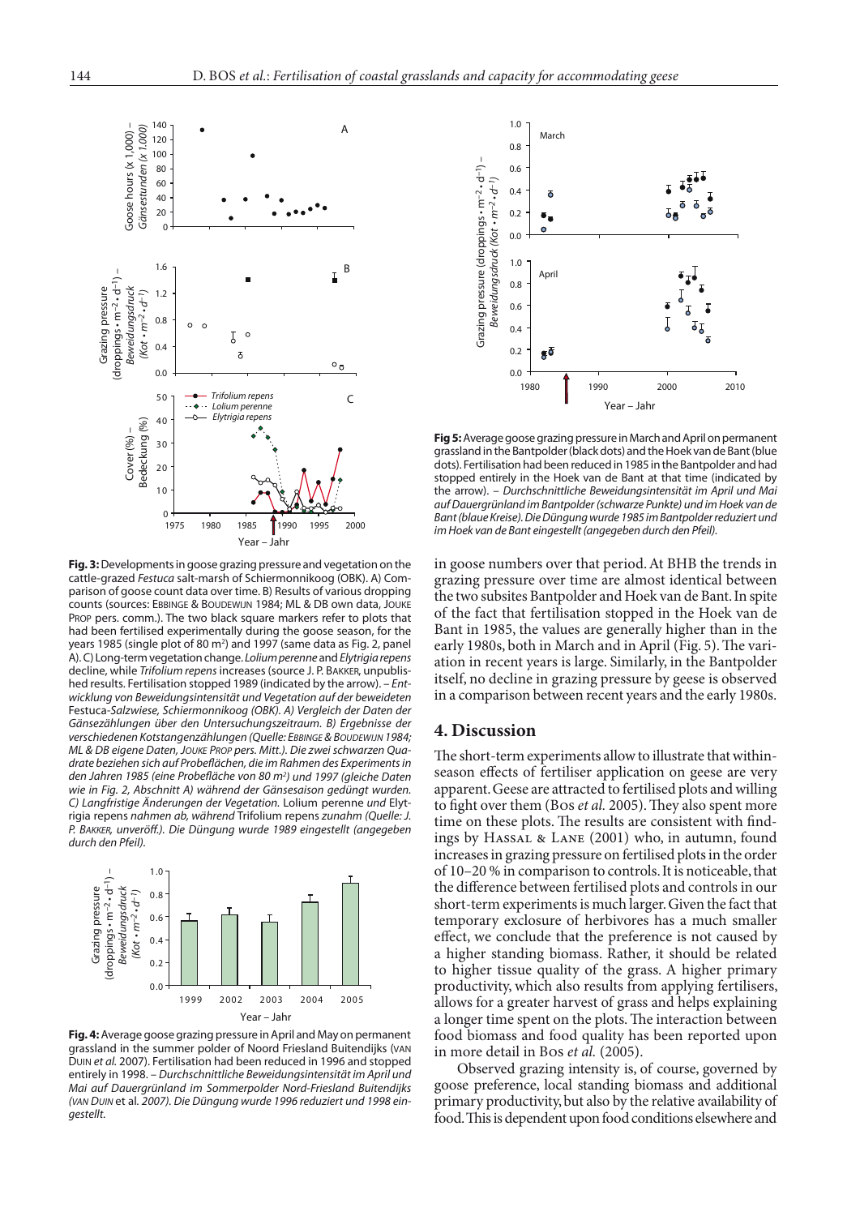**Fig. 3:** Developments in goose grazing pressure and vegetation on the cattle-grazed *Festuca* salt-marsh of Schiermonnikoog (OBK). A) Comparison of goose count data over time. B) Results of various dropping counts (sources: Ebbinge & Boudewijn 1984; ML & DB own data, Jouke Prop pers. comm.). The two black square markers refer to plots that had been fertilised experimentally during the goose season, for the years 1985 (single plot of 80 m²) and 1997 (same data as Fig. 2, panel A). C) Long-term vegetation change. *Lolium perenne* and *Elytrigia repens* decline, while *Trifolium repens* increases (source J. P. Bakker, unpublished results. Fertilisation stopped 1989 (indicated by the arrow). – *Entwicklung von Beweidungsintensität und Vegetation auf der beweideten* Festuca-*Salzwiese, Schiermonnikoog (OBK). A) Vergleich der Daten der Gänsezählungen über den Untersuchungszeitraum. B) Ergebnisse der verschiedenen Kotstangenzählungen (Quelle: Ebbinge & Boudewijn 1984; ML & DB eigene Daten, Jouke Prop pers. Mitt.). Die zwei schwarzen Quadrate beziehen sich auf Probeflächen, die im Rahmen des Experiments in den Jahren 1985 (eine Probefläche von 80 m²) und 1997 (gleiche Daten wie in Fig. 2, Abschnitt A) während der Gänsesaison gedüngt wurden. C) Langfristige Änderungen der Vegetation.* Lolium perenne *und* Elytrigia repens *nahmen ab, während* Trifolium repens *zunahm (Quelle: J. P. Bakker, unveröff.). Die Düngung wurde 1989 eingestellt (angegeben durch den Pfeil).*

**Fig. 4:** Average goose grazing pressure in April and May on permanent grassland in the summer polder of Noord Friesland Buitendijks (van Duin *et al.* 2007). Fertilisation had been reduced in 1996 and stopped entirely in 1998. – *Durchschnittliche Beweidungsintensität im April und Mai auf Dauergrünland im Sommerpolder Nord-Friesland Buitendijks (van Duin* et al. *2007). Die Düngung wurde 1996 reduziert und 1998 eingestellt.*

**Fig 5:** Average goose grazing pressure in March and April on permanent grassland in the Bantpolder (black dots) and the Hoek van de Bant (blue dots). Fertilisation had been reduced in 1985 in the Bantpolder and had stopped entirely in the Hoek van de Bant at that time (indicated by the arrow). – *Durchschnittliche Beweidungsintensität im April und Mai auf Dauergrünland im Bantpolder (schwarze Punkte) und im Hoek van de Bant (blaue Kreise). Die Düngung wurde 1985 im Bantpolder reduziert und im Hoek van de Bant eingestellt (angegeben durch den Pfeil).*

in goose numbers over that period. At BHB the trends in grazing pressure over time are almost identical between the two subsites Bantpolder and Hoek van de Bant. In spite of the fact that fertilisation stopped in the Hoek van de Bant in 1985, the values are generally higher than in the early 1980s, both in March and in April (Fig. 5). The variation in recent years is large. Similarly, in the Bantpolder itself, no decline in grazing pressure by geese is observed in a comparison between recent years and the early 1980s.

## 4. Discussion

The short-term experiments allow to illustrate that within-season effects of fertiliser application on geese are very apparent. Geese are attracted to fertilised plots and willing to fight over them (Bos *et al.* 2005). They also spent more time on these plots. The results are consistent with findings by Hassal & Lane (2001) who, in autumn, found increases in grazing pressure on fertilised plots in the order of 10–20 % in comparison to controls. It is noticeable, that the difference between fertilised plots and controls in our short-term experiments is much larger. Given the fact that temporary exclosure of herbivores has a much smaller effect, we conclude that the preference is not caused by a higher standing biomass. Rather, it should be related to higher tissue quality of the grass. A higher primary productivity, which also results from applying fertilisers, allows for a greater harvest of grass and helps explaining a longer time spent on the plots. The interaction between food biomass and food quality has been reported upon in more detail in Bos *et al.* (2005).

Observed grazing intensity is, of course, governed by goose preference, local standing biomass and additional primary productivity, but also by the relative availability of food. This is dependent upon food conditions elsewhere and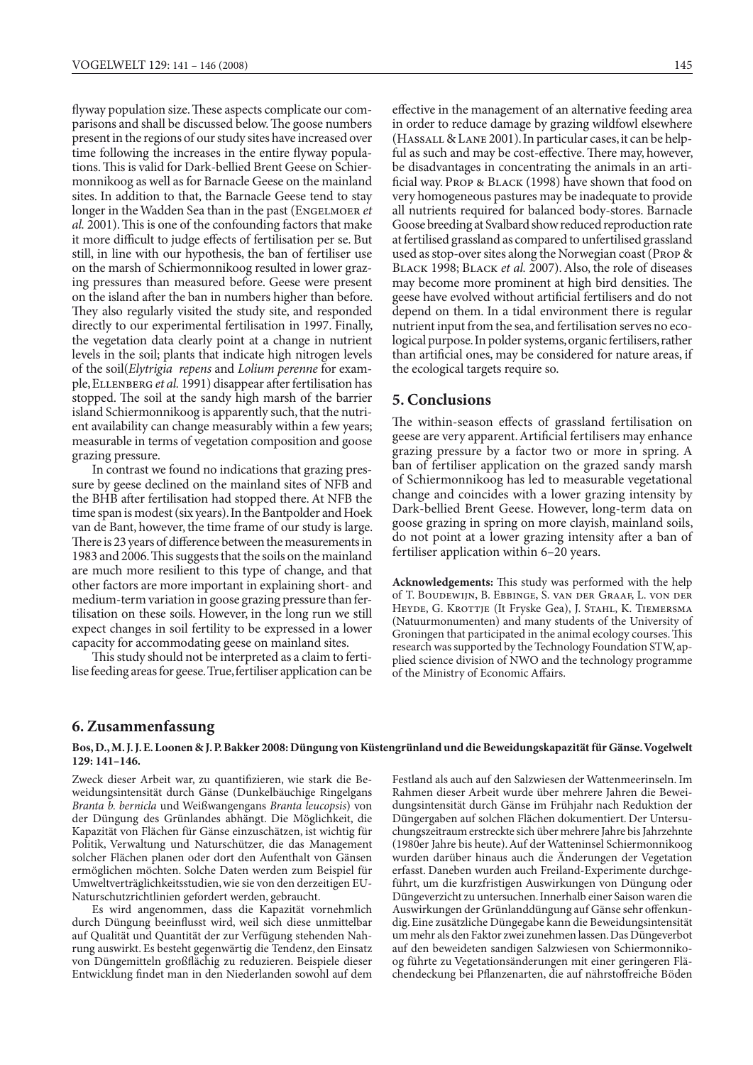flyway population size. These aspects complicate our comparisons and shall be discussed below. The goose numbers present in the regions of our study sites have increased over time following the increases in the entire flyway populations. This is valid for Dark-bellied Brent Geese on Schiermonnikoog as well as for Barnacle Geese on the mainland sites. In addition to that, the Barnacle Geese tend to stay longer in the Wadden Sea than in the past (Engelmoer *et al.* 2001). This is one of the confounding factors that make it more difficult to judge effects of fertilisation per se. But still, in line with our hypothesis, the ban of fertiliser use on the marsh of Schiermonnikoog resulted in lower grazing pressures than measured before. Geese were present on the island after the ban in numbers higher than before. They also regularly visited the study site, and responded directly to our experimental fertilisation in 1997. Finally, the vegetation data clearly point at a change in nutrient levels in the soil; plants that indicate high nitrogen levels of the soil(*Elytrigia repens* and *Lolium perenne* for example, Ellenberg *et al.* 1991) disappear after fertilisation has stopped. The soil at the sandy high marsh of the barrier island Schiermonnikoog is apparently such, that the nutrient availability can change measurably within a few years; measurable in terms of vegetation composition and goose grazing pressure.

In contrast we found no indications that grazing pressure by geese declined on the mainland sites of NFB and the BHB after fertilisation had stopped there. At NFB the time span is modest (six years). In the Bantpolder and Hoek van de Bant, however, the time frame of our study is large. There is 23 years of difference between the measurements in 1983 and 2006. This suggests that the soils on the mainland are much more resilient to this type of change, and that other factors are more important in explaining short- and medium-term variation in goose grazing pressure than fertilisation on these soils. However, in the long run we still expect changes in soil fertility to be expressed in a lower capacity for accommodating geese on mainland sites.

This study should not be interpreted as a claim to fertilise feeding areas for geese. True, fertiliser application can be effective in the management of an alternative feeding area in order to reduce damage by grazing wildfowl elsewhere (Hassall & Lane 2001). In particular cases, it can be helpful as such and may be cost-effective. There may, however, be disadvantages in concentrating the animals in an artificial way. Prop & Black (1998) have shown that food on very homogeneous pastures may be inadequate to provide all nutrients required for balanced body-stores. Barnacle Goose breeding at Svalbard show reduced reproduction rate at fertilised grassland as compared to unfertilised grassland used as stop-over sites along the Norwegian coast (Prop & Black 1998; Black *et al.* 2007). Also, the role of diseases may become more prominent at high bird densities. The geese have evolved without artificial fertilisers and do not depend on them. In a tidal environment there is regular nutrient input from the sea, and fertilisation serves no ecological purpose. In polder systems, organic fertilisers, rather than artificial ones, may be considered for nature areas, if the ecological targets require so.

## 5. Conclusions

The within-season effects of grassland fertilisation on geese are very apparent. Artificial fertilisers may enhance grazing pressure by a factor two or more in spring. A ban of fertiliser application on the grazed sandy marsh of Schiermonnikoog has led to measurable vegetational change and coincides with a lower grazing intensity by Dark-bellied Brent Geese. However, long-term data on goose grazing in spring on more clayish, mainland soils, do not point at a lower grazing intensity after a ban of fertiliser application within 6–20 years.

**Acknowledgements:** This study was performed with the help of T. Boudewijn, B. Ebbinge, S. van der Graaf, L. von der Heyde, G. Krottje (It Fryske Gea), J. Stahl, K. Tiemersma (Natuurmonumenten) and many students of the University of Groningen that participated in the animal ecology courses. This research was supported by the Technology Foundation STW, applied science division of NWO and the technology programme of the Ministry of Economic Affairs.

## 6. Zusammenfassung

**Bos, D., M. J. J. E. Loonen & J. P. Bakker 2008: Düngung von Küstengrünland und die Beweidungskapazität für Gänse. Vogelwelt 129: 141–146.**

Zweck dieser Arbeit war, zu quantifizieren, wie stark die Beweidungsintensität durch Gänse (Dunkelbäuchige Ringelgans *Branta b. bernicla* und Weißwangengans *Branta leucopsis*) von der Düngung des Grünlandes abhängt. Die Möglichkeit, die Kapazität von Flächen für Gänse einzuschätzen, ist wichtig für Politik, Verwaltung und Naturschützer, die das Management solcher Flächen planen oder dort den Aufenthalt von Gänsen ermöglichen möchten. Solche Daten werden zum Beispiel für Umweltverträglichkeitsstudien, wie sie von den derzeitigen EU-Naturschutzrichtlinien gefordert werden, gebraucht.

Es wird angenommen, dass die Kapazität vornehmlich durch Düngung beeinflusst wird, weil sich diese unmittelbar auf Qualität und Quantität der zur Verfügung stehenden Nahrung auswirkt. Es besteht gegenwärtig die Tendenz, den Einsatz von Düngemitteln großflächig zu reduzieren. Beispiele dieser Entwicklung findet man in den Niederlanden sowohl auf dem Festland als auch auf den Salzwiesen der Wattenmeerinseln. Im Rahmen dieser Arbeit wurde über mehrere Jahren die Beweidungsintensität durch Gänse im Frühjahr nach Reduktion der Düngergaben auf solchen Flächen dokumentiert. Der Untersuchungszeitraum erstreckte sich über mehrere Jahre bis Jahrzehnte (1980er Jahre bis heute). Auf der Watteninsel Schiermonnikoog wurden darüber hinaus auch die Änderungen der Vegetation erfasst. Daneben wurden auch Freiland-Experimente durchgeführt, um die kurzfristigen Auswirkungen von Düngung oder Düngeverzicht zu untersuchen. Innerhalb einer Saison waren die Auswirkungen der Grünlanddüngung auf Gänse sehr offenkundig. Eine zusätzliche Düngegabe kann die Beweidungsintensität um mehr als den Faktor zwei zunehmen lassen. Das Düngeverbot auf den beweideten sandigen Salzwiesen von Schiermonnikoog führte zu Vegetationsänderungen mit einer geringeren Flächendeckung bei Pflanzenarten, die auf nährstoffreiche Böden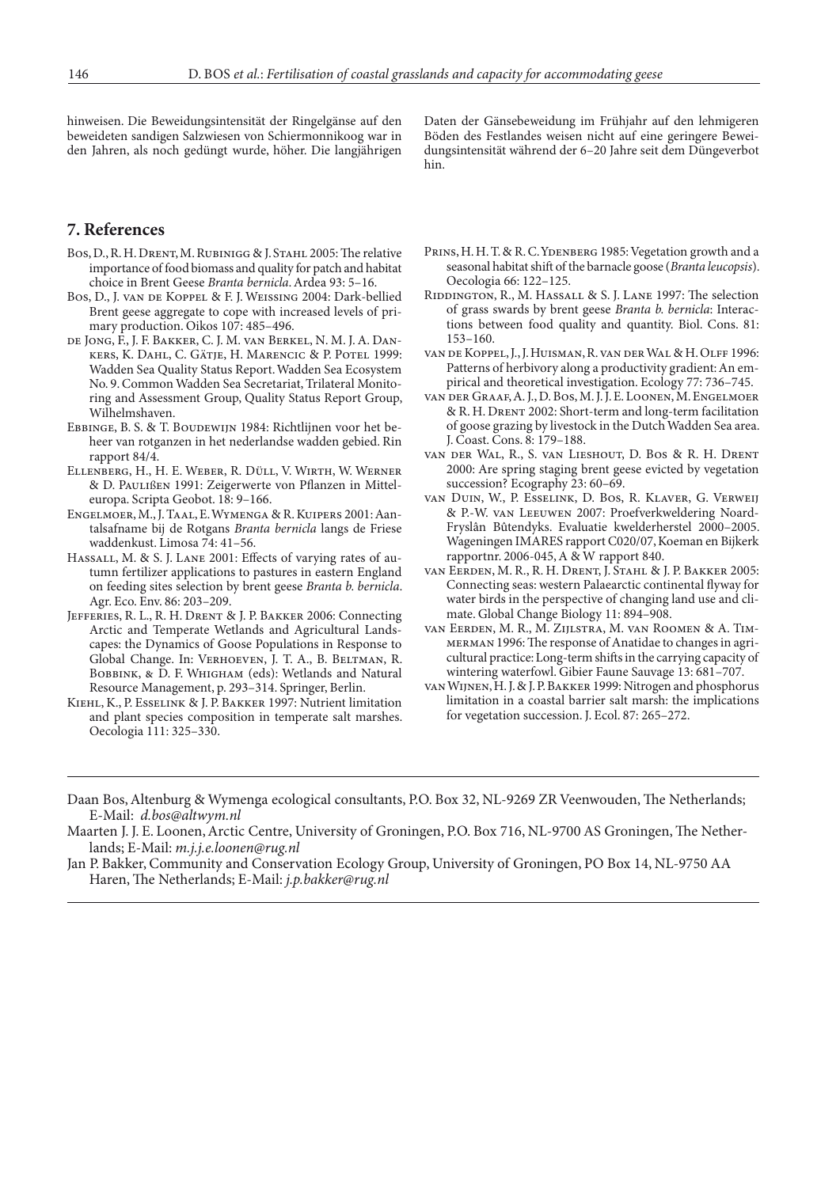hinweisen. Die Beweidungsintensität der Ringelgänse auf den beweideten sandigen Salzwiesen von Schiermonnikoog war in den Jahren, als noch gedüngt wurde, höher. Die langjährigen Daten der Gänsebeweidung im Frühjahr auf den lehmigeren Böden des Festlandes weisen nicht auf eine geringere Beweidungsintensität während der 6–20 Jahre seit dem Düngeverbot hin.

## 7. References

Bos, D., R. H. Drent, M. Rubinigg & J. Stahl 2005: The relative importance of food biomass and quality for patch and habitat choice in Brent Geese *Branta bernicla*. Ardea 93: 5–16.

Bos, D., J. van de Koppel & F. J. Weissing 2004: Dark-bellied Brent geese aggregate to cope with increased levels of primary production. Oikos 107: 485–496.

de Jong, F., J. F. Bakker, C. J. M. van Berkel, N. M. J. A. Dankers, K. Dahl, C. Gätje, H. Marencic & P. Potel 1999: Wadden Sea Quality Status Report. Wadden Sea Ecosystem No. 9. Common Wadden Sea Secretariat, Trilateral Monitoring and Assessment Group, Quality Status Report Group, Wilhelmshaven.

Ebbinge, B. S. & T. Boudewijn 1984: Richtlijnen voor het beheer van rotganzen in het nederlandse wadden gebied. Rin rapport 84/4.

Ellenberg, H., H. E. Weber, R. Düll, V. Wirth, W. Werner & D. Paulißen 1991: Zeigerwerte von Pflanzen in Mitteleuropa. Scripta Geobot. 18: 9–166.

Engelmoer, M., J. Taal, E. Wymenga & R. Kuipers 2001: Aantalsafname bij de Rotgans *Branta bernicla* langs de Friese waddenkust. Limosa 74: 41–56.

Hassall, M. & S. J. Lane 2001: Effects of varying rates of autumn fertilizer applications to pastures in eastern England on feeding sites selection by brent geese *Branta b. bernicla*. Agr. Eco. Env. 86: 203–209.

Jefferies, R. L., R. H. Drent & J. P. Bakker 2006: Connecting Arctic and Temperate Wetlands and Agricultural Landscapes: the Dynamics of Goose Populations in Response to Global Change. In: Verhoeven, J. T. A., B. Beltman, R. Bobbink, & D. F. Whigham (eds): Wetlands and Natural Resource Management, p. 293–314. Springer, Berlin.

Kiehl, K., P. Esselink & J. P. Bakker 1997: Nutrient limitation and plant species composition in temperate salt marshes. Oecologia 111: 325–330.

Prins, H. H. T. & R. C. Ydenberg 1985: Vegetation growth and a seasonal habitat shift of the barnacle goose (*Branta leucopsis*). Oecologia 66: 122–125.

Riddington, R., M. Hassall & S. J. Lane 1997: The selection of grass swards by brent geese *Branta b. bernicla*: Interactions between food quality and quantity. Biol. Cons. 81: 153–160.

van de Koppel, J., J. Huisman, R. van der Wal & H. Olff 1996: Patterns of herbivory along a productivity gradient: An empirical and theoretical investigation. Ecology 77: 736–745.

van der Graaf, A. J., D. Bos, M. J. J. E. Loonen, M. Engelmoer & R. H. Drent 2002: Short-term and long-term facilitation of goose grazing by livestock in the Dutch Wadden Sea area. J. Coast. Cons. 8: 179–188.

van der Wal, R., S. van Lieshout, D. Bos & R. H. Drent 2000: Are spring staging brent geese evicted by vegetation succession? Ecography 23: 60–69.

van Duin, W., P. Esselink, D. Bos, R. Klaver, G. Verweij & P.-W. van Leeuwen 2007: Proefverkweldering Noard-Fryslân Bûtendyks. Evaluatie kwelderherstel 2000–2005. Wageningen IMARES rapport C020/07, Koeman en Bijkerk rapportnr. 2006-045, A & W rapport 840.

van Eerden, M. R., R. H. Drent, J. Stahl & J. P. Bakker 2005: Connecting seas: western Palaearctic continental flyway for water birds in the perspective of changing land use and climate. Global Change Biology 11: 894–908.

van Eerden, M. R., M. Zijlstra, M. van Roomen & A. Timmerman 1996: The response of Anatidae to changes in agricultural practice: Long-term shifts in the carrying capacity of wintering waterfowl. Gibier Faune Sauvage 13: 681–707.

van Wijnen, H. J. & J. P. Bakker 1999: Nitrogen and phosphorus limitation in a coastal barrier salt marsh: the implications for vegetation succession. J. Ecol. 87: 265–272.

---

Daan Bos, Altenburg & Wymenga ecological consultants, P.O. Box 32, NL-9269 ZR Veenwouden, The Netherlands; E-Mail: *d.bos@altwym.nl*

Maarten J. J. E. Loonen, Arctic Centre, University of Groningen, P.O. Box 716, NL-9700 AS Groningen, The Netherlands; E-Mail: *m.j.j.e.loonen@rug.nl*

Jan P. Bakker, Community and Conservation Ecology Group, University of Groningen, PO Box 14, NL-9750 AA Haren, The Netherlands; E-Mail: *j.p.bakker@rug.nl*